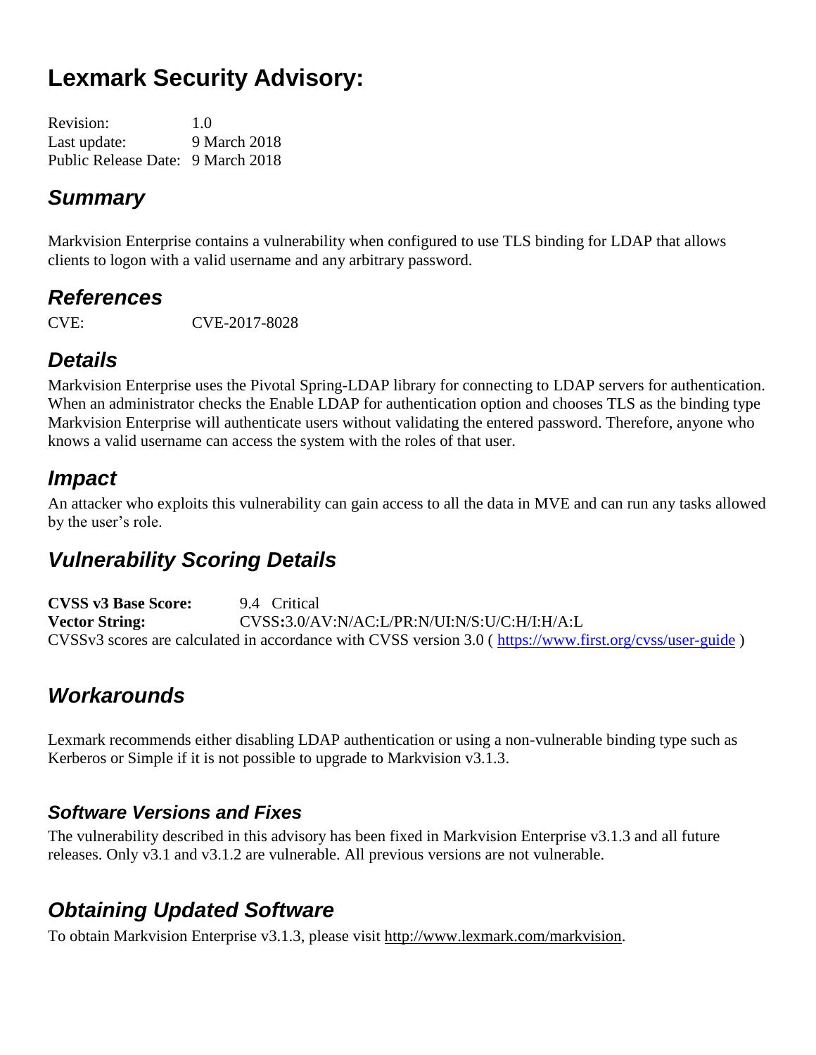# Lexmark Security Advisory:

Revision: 1.0
Last update: 9 March 2018
Public Release Date: 9 March 2018

## *Summary*

Markvision Enterprise contains a vulnerability when configured to use TLS binding for LDAP that allows clients to logon with a valid username and any arbitrary password.

## *References*

CVE: CVE-2017-8028

## *Details*

Markvision Enterprise uses the Pivotal Spring-LDAP library for connecting to LDAP servers for authentication. When an administrator checks the Enable LDAP for authentication option and chooses TLS as the binding type Markvision Enterprise will authenticate users without validating the entered password. Therefore, anyone who knows a valid username can access the system with the roles of that user.

## *Impact*

An attacker who exploits this vulnerability can gain access to all the data in MVE and can run any tasks allowed by the user's role.

## *Vulnerability Scoring Details*

**CVSS v3 Base Score:** 9.4 Critical
**Vector String:** CVSS:3.0/AV:N/AC:L/PR:N/UI:N/S:U/C:H/I:H/A:L
CVSSv3 scores are calculated in accordance with CVSS version 3.0 ( https://www.first.org/cvss/user-guide )

## *Workarounds*

Lexmark recommends either disabling LDAP authentication or using a non-vulnerable binding type such as Kerberos or Simple if it is not possible to upgrade to Markvision v3.1.3.

### *Software Versions and Fixes*

The vulnerability described in this advisory has been fixed in Markvision Enterprise v3.1.3 and all future releases. Only v3.1 and v3.1.2 are vulnerable. All previous versions are not vulnerable.

## *Obtaining Updated Software*

To obtain Markvision Enterprise v3.1.3, please visit http://www.lexmark.com/markvision.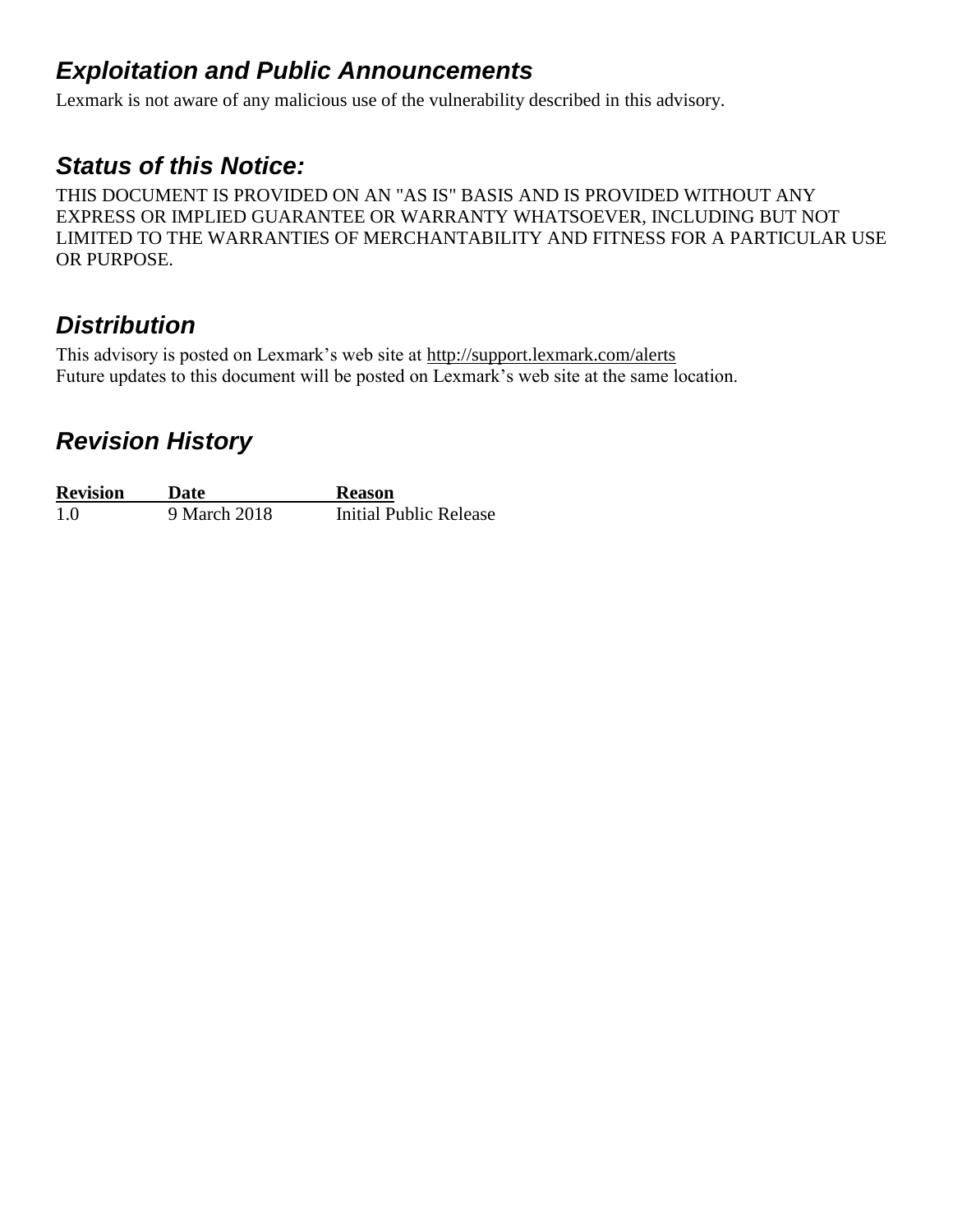## *Exploitation and Public Announcements*

Lexmark is not aware of any malicious use of the vulnerability described in this advisory.

## *Status of this Notice:*

THIS DOCUMENT IS PROVIDED ON AN "AS IS" BASIS AND IS PROVIDED WITHOUT ANY EXPRESS OR IMPLIED GUARANTEE OR WARRANTY WHATSOEVER, INCLUDING BUT NOT LIMITED TO THE WARRANTIES OF MERCHANTABILITY AND FITNESS FOR A PARTICULAR USE OR PURPOSE.

## *Distribution*

This advisory is posted on Lexmark's web site at http://support.lexmark.com/alerts
Future updates to this document will be posted on Lexmark's web site at the same location.

## *Revision History*

| Revision | Date | Reason |
|---|---|---|
| 1.0 | 9 March 2018 | Initial Public Release |